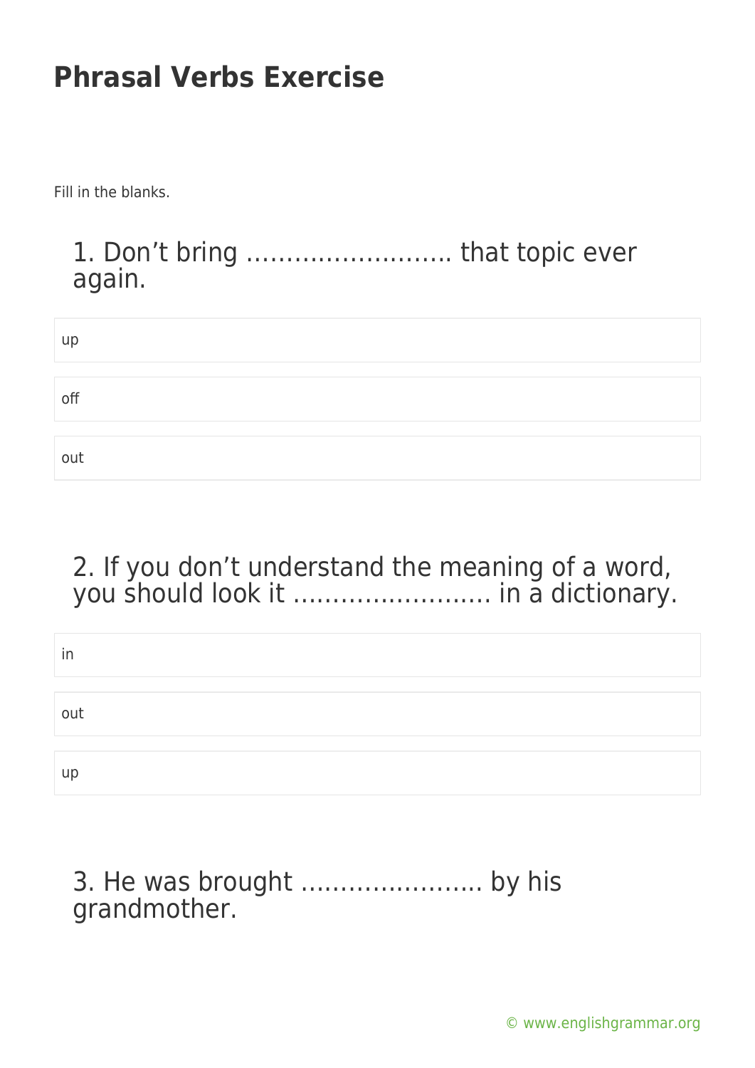# Phrasal Verbs Exercise

Fill in the blanks.

## 1. Don't bring …………………….. that topic ever again.

up

off

out

## 2. If you don't understand the meaning of a word, you should look it ……………………. in a dictionary.

in

out

up

## 3. He was brought ………………….. by his grandmother.

© www.englishgrammar.org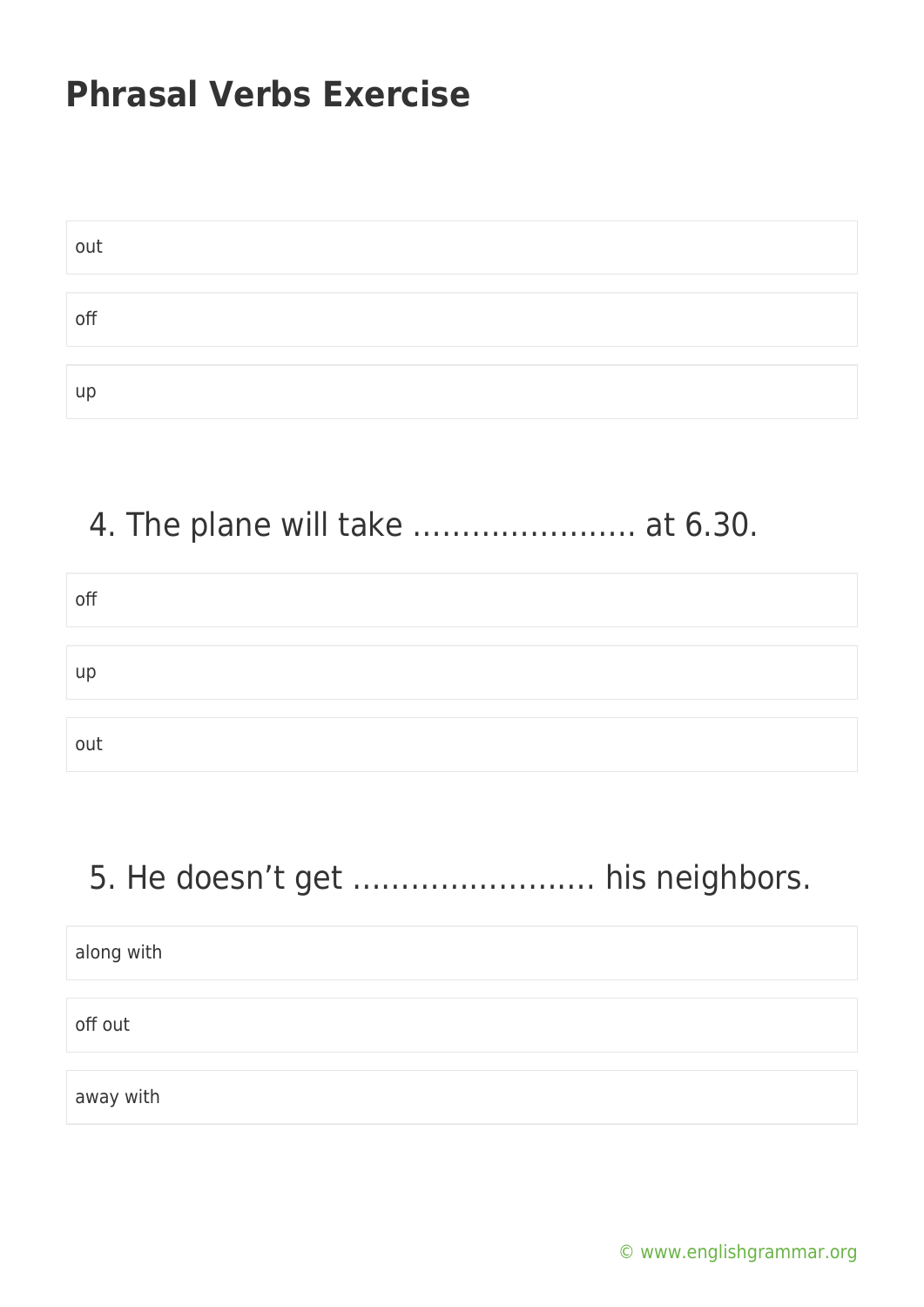out

off

up

4. The plane will take ………………….. at 6.30.

off

up

out

5. He doesn't get ……………………. his neighbors.

along with

off out

away with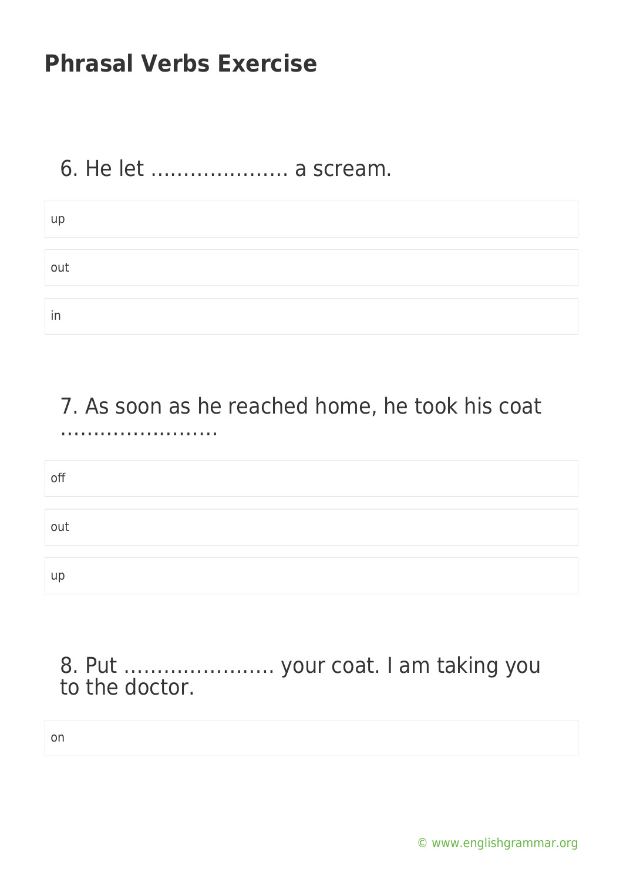# Phrasal Verbs Exercise

6. He let ………………… a scream.

- up
- out
- in

7. As soon as he reached home, he took his coat ……………………

- off
- out
- up

8. Put ………………….. your coat. I am taking you to the doctor.

- on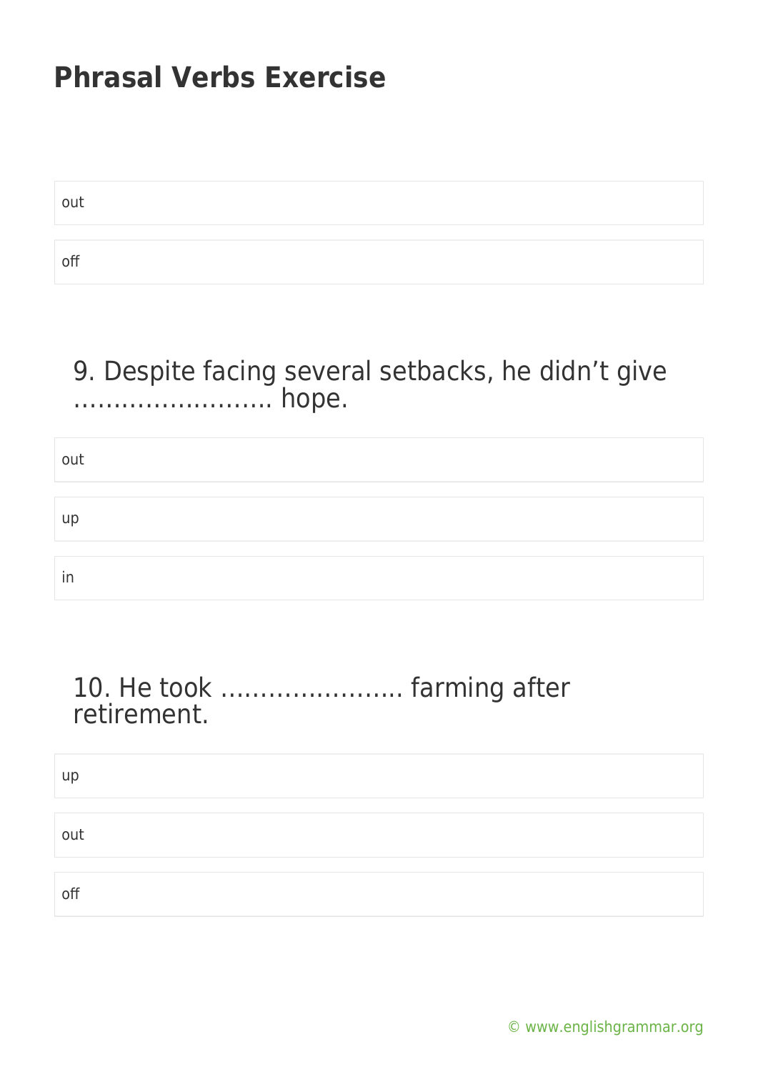# Phrasal Verbs Exercise

out

off

9. Despite facing several setbacks, he didn't give ……………………. hope.

out

up

in

10. He took ………………….. farming after retirement.

up

out

off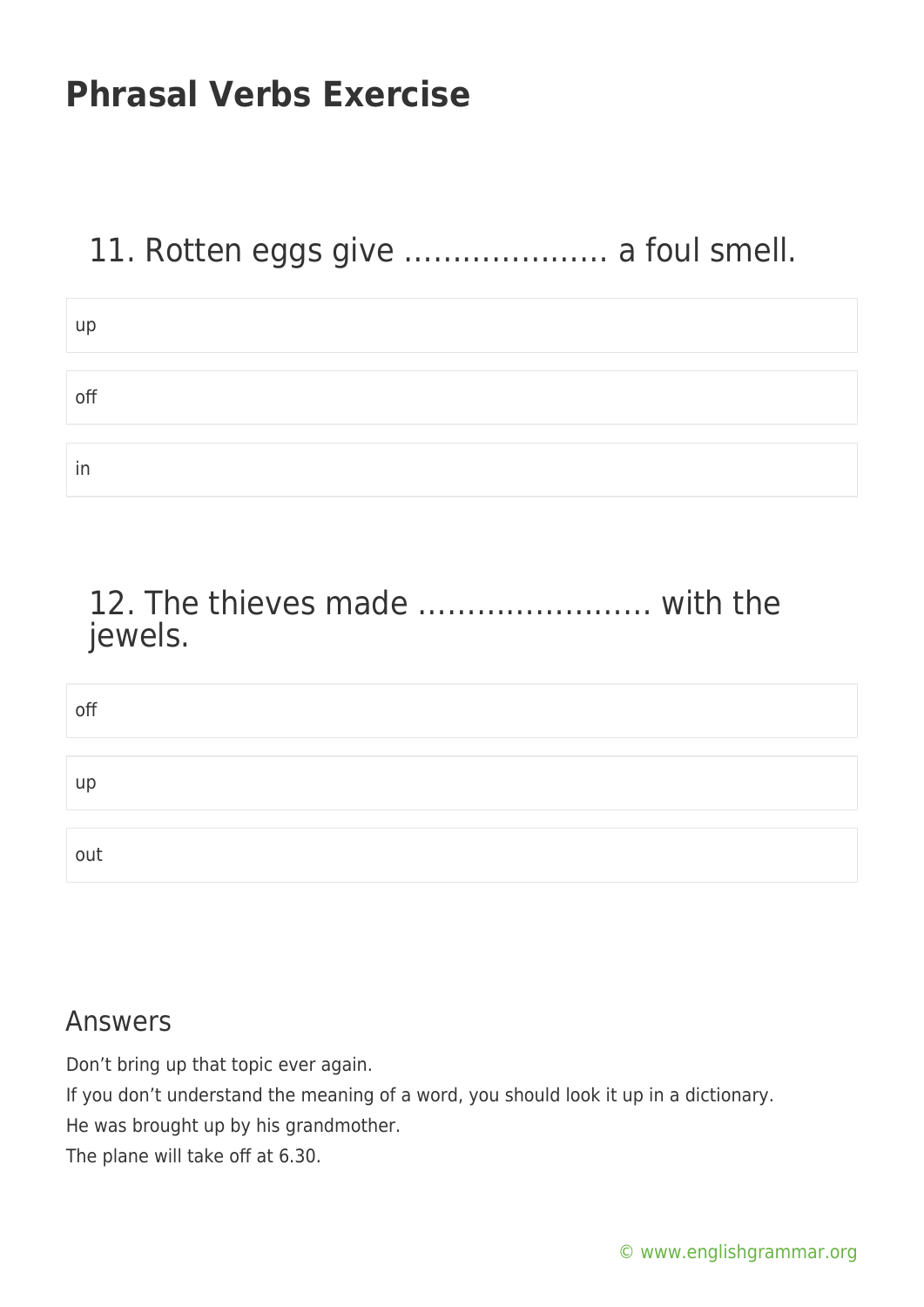# Phrasal Verbs Exercise

## 11. Rotten eggs give ………………… a foul smell.

- up
- off
- in

## 12. The thieves made …………………… with the jewels.

- off
- up
- out

### Answers

Don't bring up that topic ever again.

If you don't understand the meaning of a word, you should look it up in a dictionary.

He was brought up by his grandmother.

The plane will take off at 6.30.

© www.englishgrammar.org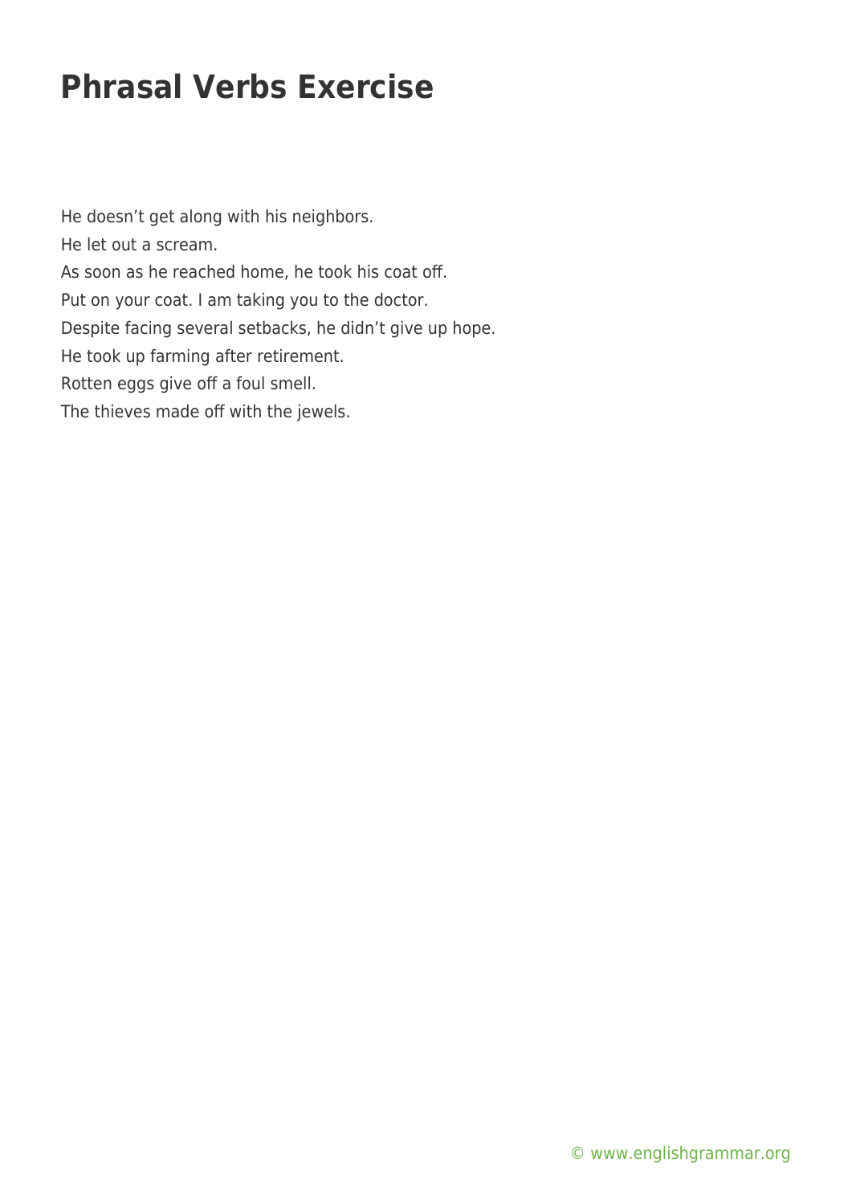# Phrasal Verbs Exercise

He doesn't get along with his neighbors.
He let out a scream.
As soon as he reached home, he took his coat off.
Put on your coat. I am taking you to the doctor.
Despite facing several setbacks, he didn't give up hope.
He took up farming after retirement.
Rotten eggs give off a foul smell.
The thieves made off with the jewels.